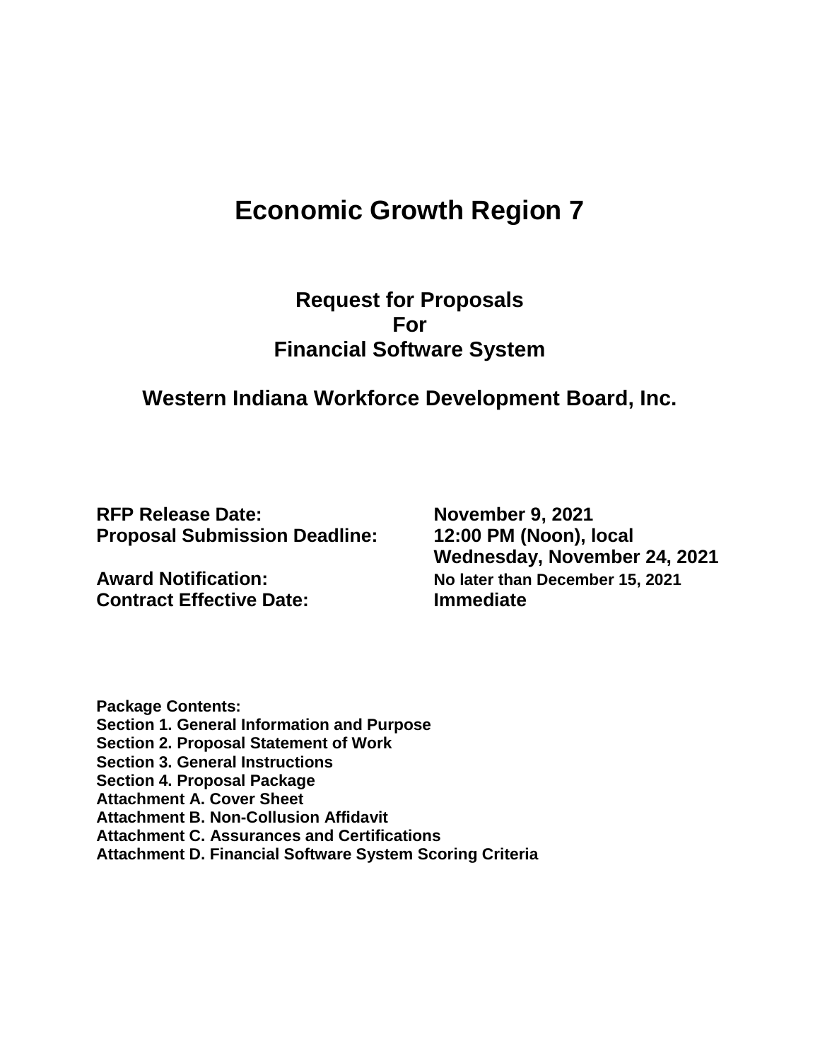# Economic Growth Region 7

## Request for Proposals
## For
## Financial Software System

## Western Indiana Workforce Development Board, Inc.

| | |
|---|---|
| **RFP Release Date:** | **November 9, 2021** |
| **Proposal Submission Deadline:** | **12:00 PM (Noon), local Wednesday, November 24, 2021** |
| **Award Notification:** | **No later than December 15, 2021** |
| **Contract Effective Date:** | **Immediate** |

**Package Contents:**
**Section 1. General Information and Purpose**
**Section 2. Proposal Statement of Work**
**Section 3. General Instructions**
**Section 4. Proposal Package**
**Attachment A. Cover Sheet**
**Attachment B. Non-Collusion Affidavit**
**Attachment C. Assurances and Certifications**
**Attachment D. Financial Software System Scoring Criteria**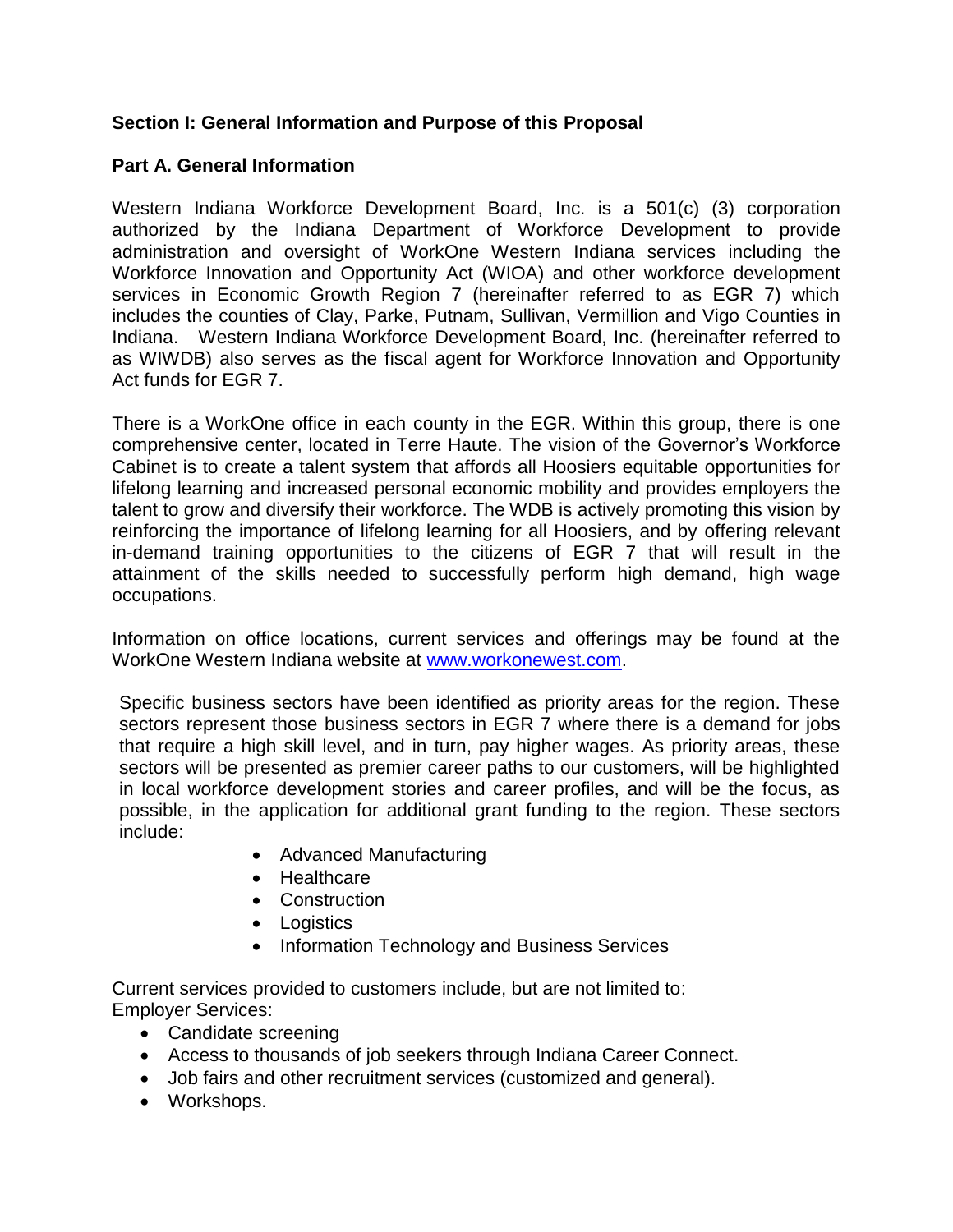## Section I: General Information and Purpose of this Proposal

### Part A. General Information

Western Indiana Workforce Development Board, Inc. is a 501(c) (3) corporation authorized by the Indiana Department of Workforce Development to provide administration and oversight of WorkOne Western Indiana services including the Workforce Innovation and Opportunity Act (WIOA) and other workforce development services in Economic Growth Region 7 (hereinafter referred to as EGR 7) which includes the counties of Clay, Parke, Putnam, Sullivan, Vermillion and Vigo Counties in Indiana. Western Indiana Workforce Development Board, Inc. (hereinafter referred to as WIWDB) also serves as the fiscal agent for Workforce Innovation and Opportunity Act funds for EGR 7.

There is a WorkOne office in each county in the EGR. Within this group, there is one comprehensive center, located in Terre Haute. The vision of the Governor's Workforce Cabinet is to create a talent system that affords all Hoosiers equitable opportunities for lifelong learning and increased personal economic mobility and provides employers the talent to grow and diversify their workforce. The WDB is actively promoting this vision by reinforcing the importance of lifelong learning for all Hoosiers, and by offering relevant in-demand training opportunities to the citizens of EGR 7 that will result in the attainment of the skills needed to successfully perform high demand, high wage occupations.

Information on office locations, current services and offerings may be found at the WorkOne Western Indiana website at [www.workonewest.com](www.workonewest.com).

Specific business sectors have been identified as priority areas for the region. These sectors represent those business sectors in EGR 7 where there is a demand for jobs that require a high skill level, and in turn, pay higher wages. As priority areas, these sectors will be presented as premier career paths to our customers, will be highlighted in local workforce development stories and career profiles, and will be the focus, as possible, in the application for additional grant funding to the region. These sectors include:

- Advanced Manufacturing
- Healthcare
- Construction
- Logistics
- Information Technology and Business Services

Current services provided to customers include, but are not limited to:
Employer Services:

- Candidate screening
- Access to thousands of job seekers through Indiana Career Connect.
- Job fairs and other recruitment services (customized and general).
- Workshops.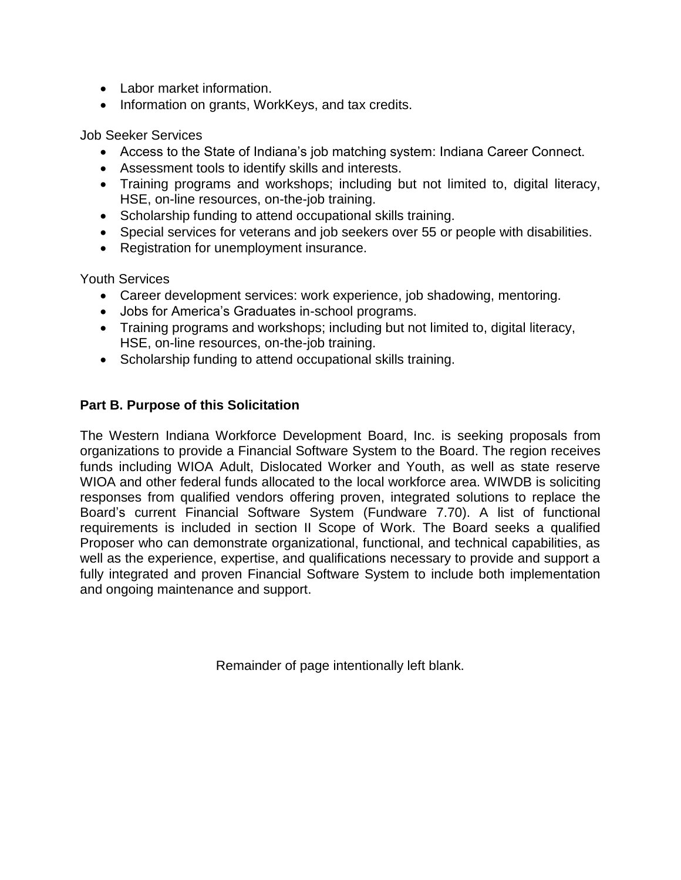- Labor market information.
- Information on grants, WorkKeys, and tax credits.

Job Seeker Services

- Access to the State of Indiana's job matching system: Indiana Career Connect.
- Assessment tools to identify skills and interests.
- Training programs and workshops; including but not limited to, digital literacy, HSE, on-line resources, on-the-job training.
- Scholarship funding to attend occupational skills training.
- Special services for veterans and job seekers over 55 or people with disabilities.
- Registration for unemployment insurance.

Youth Services

- Career development services: work experience, job shadowing, mentoring.
- Jobs for America's Graduates in-school programs.
- Training programs and workshops; including but not limited to, digital literacy, HSE, on-line resources, on-the-job training.
- Scholarship funding to attend occupational skills training.

**Part B. Purpose of this Solicitation**

The Western Indiana Workforce Development Board, Inc. is seeking proposals from organizations to provide a Financial Software System to the Board. The region receives funds including WIOA Adult, Dislocated Worker and Youth, as well as state reserve WIOA and other federal funds allocated to the local workforce area. WIWDB is soliciting responses from qualified vendors offering proven, integrated solutions to replace the Board's current Financial Software System (Fundware 7.70). A list of functional requirements is included in section II Scope of Work. The Board seeks a qualified Proposer who can demonstrate organizational, functional, and technical capabilities, as well as the experience, expertise, and qualifications necessary to provide and support a fully integrated and proven Financial Software System to include both implementation and ongoing maintenance and support.

Remainder of page intentionally left blank.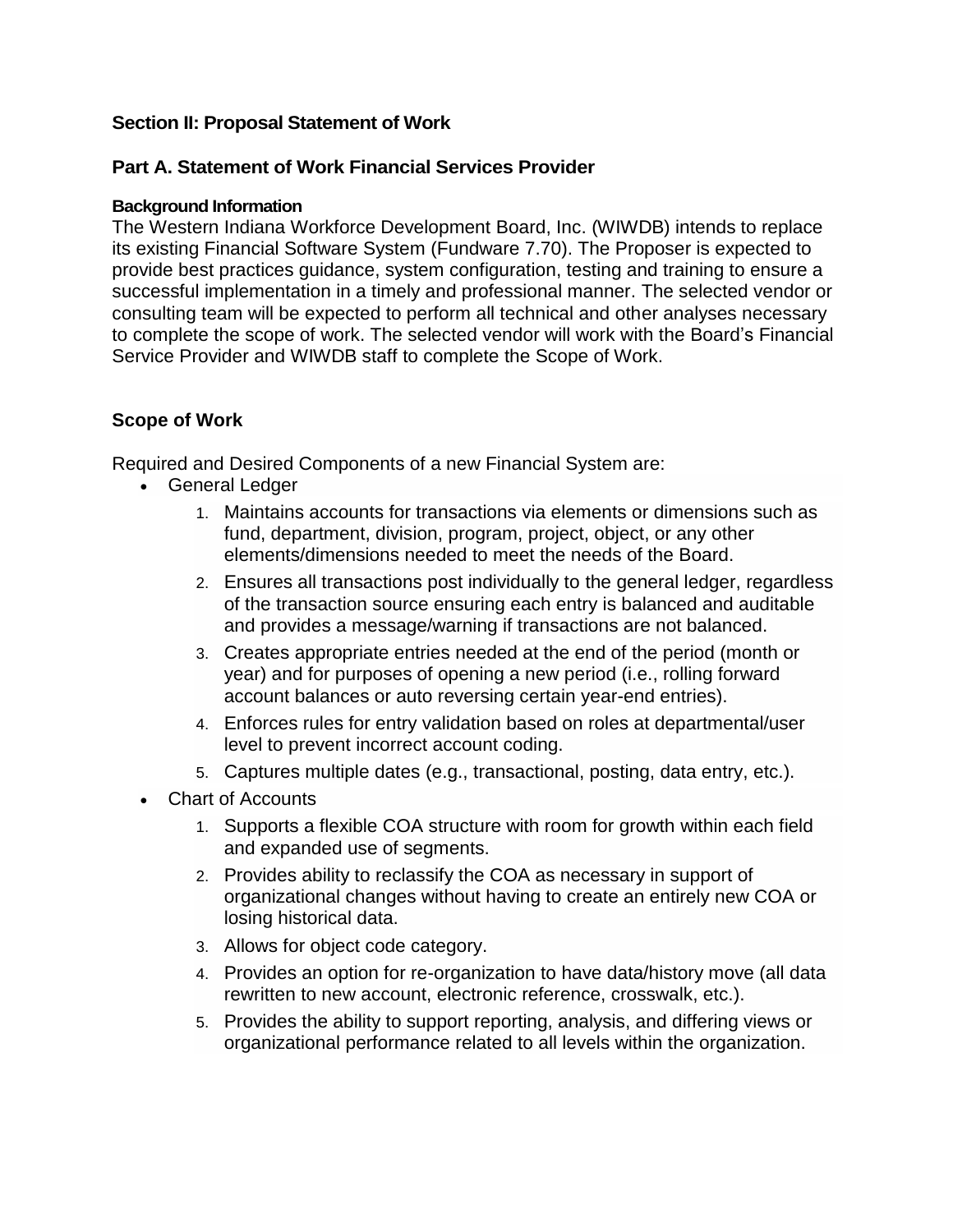## Section II: Proposal Statement of Work

### Part A. Statement of Work Financial Services Provider

#### Background Information

The Western Indiana Workforce Development Board, Inc. (WIWDB) intends to replace its existing Financial Software System (Fundware 7.70). The Proposer is expected to provide best practices guidance, system configuration, testing and training to ensure a successful implementation in a timely and professional manner. The selected vendor or consulting team will be expected to perform all technical and other analyses necessary to complete the scope of work. The selected vendor will work with the Board's Financial Service Provider and WIWDB staff to complete the Scope of Work.

### Scope of Work

Required and Desired Components of a new Financial System are:

- General Ledger
  1. Maintains accounts for transactions via elements or dimensions such as fund, department, division, program, project, object, or any other elements/dimensions needed to meet the needs of the Board.
  2. Ensures all transactions post individually to the general ledger, regardless of the transaction source ensuring each entry is balanced and auditable and provides a message/warning if transactions are not balanced.
  3. Creates appropriate entries needed at the end of the period (month or year) and for purposes of opening a new period (i.e., rolling forward account balances or auto reversing certain year-end entries).
  4. Enforces rules for entry validation based on roles at departmental/user level to prevent incorrect account coding.
  5. Captures multiple dates (e.g., transactional, posting, data entry, etc.).
- Chart of Accounts
  1. Supports a flexible COA structure with room for growth within each field and expanded use of segments.
  2. Provides ability to reclassify the COA as necessary in support of organizational changes without having to create an entirely new COA or losing historical data.
  3. Allows for object code category.
  4. Provides an option for re-organization to have data/history move (all data rewritten to new account, electronic reference, crosswalk, etc.).
  5. Provides the ability to support reporting, analysis, and differing views or organizational performance related to all levels within the organization.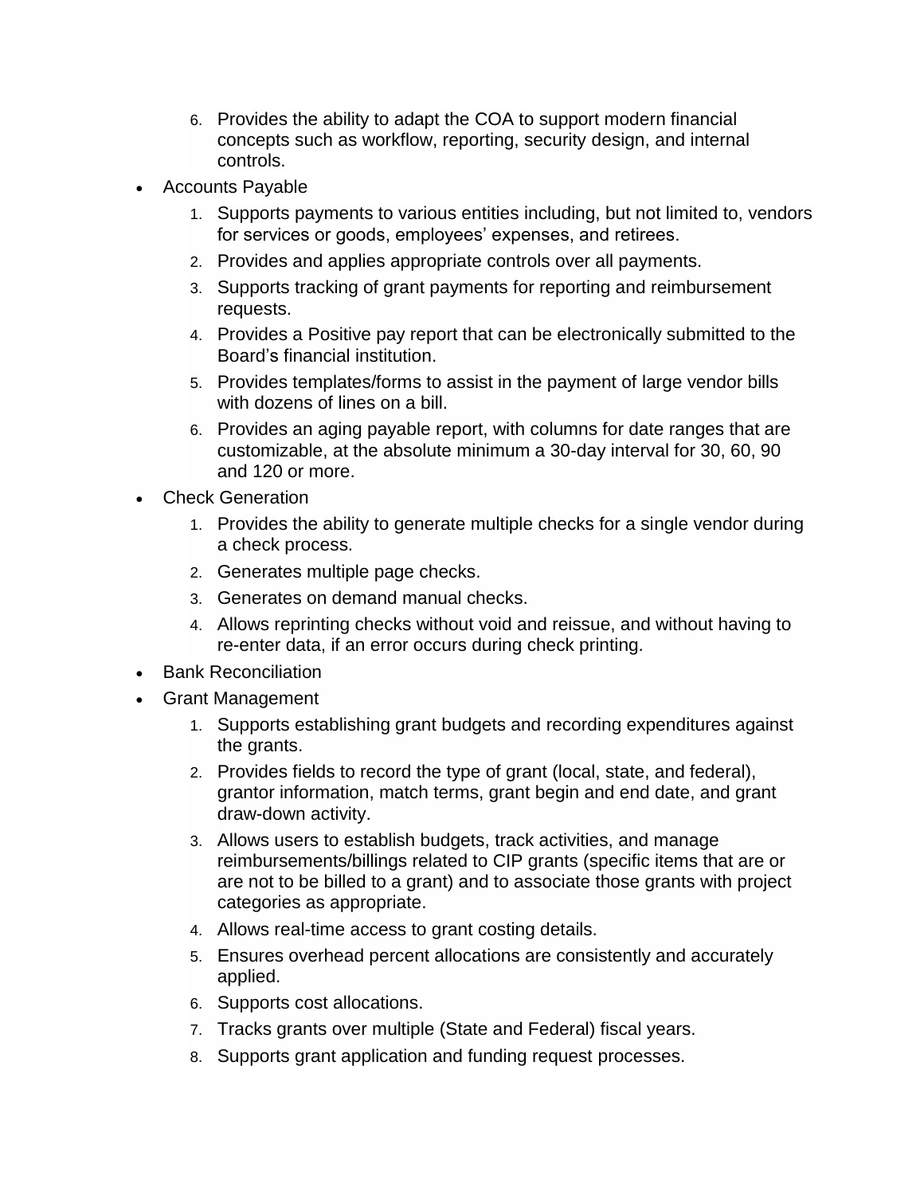6. Provides the ability to adapt the COA to support modern financial concepts such as workflow, reporting, security design, and internal controls.

- Accounts Payable
    1. Supports payments to various entities including, but not limited to, vendors for services or goods, employees' expenses, and retirees.
    2. Provides and applies appropriate controls over all payments.
    3. Supports tracking of grant payments for reporting and reimbursement requests.
    4. Provides a Positive pay report that can be electronically submitted to the Board's financial institution.
    5. Provides templates/forms to assist in the payment of large vendor bills with dozens of lines on a bill.
    6. Provides an aging payable report, with columns for date ranges that are customizable, at the absolute minimum a 30-day interval for 30, 60, 90 and 120 or more.
- Check Generation
    1. Provides the ability to generate multiple checks for a single vendor during a check process.
    2. Generates multiple page checks.
    3. Generates on demand manual checks.
    4. Allows reprinting checks without void and reissue, and without having to re-enter data, if an error occurs during check printing.
- Bank Reconciliation
- Grant Management
    1. Supports establishing grant budgets and recording expenditures against the grants.
    2. Provides fields to record the type of grant (local, state, and federal), grantor information, match terms, grant begin and end date, and grant draw-down activity.
    3. Allows users to establish budgets, track activities, and manage reimbursements/billings related to CIP grants (specific items that are or are not to be billed to a grant) and to associate those grants with project categories as appropriate.
    4. Allows real-time access to grant costing details.
    5. Ensures overhead percent allocations are consistently and accurately applied.
    6. Supports cost allocations.
    7. Tracks grants over multiple (State and Federal) fiscal years.
    8. Supports grant application and funding request processes.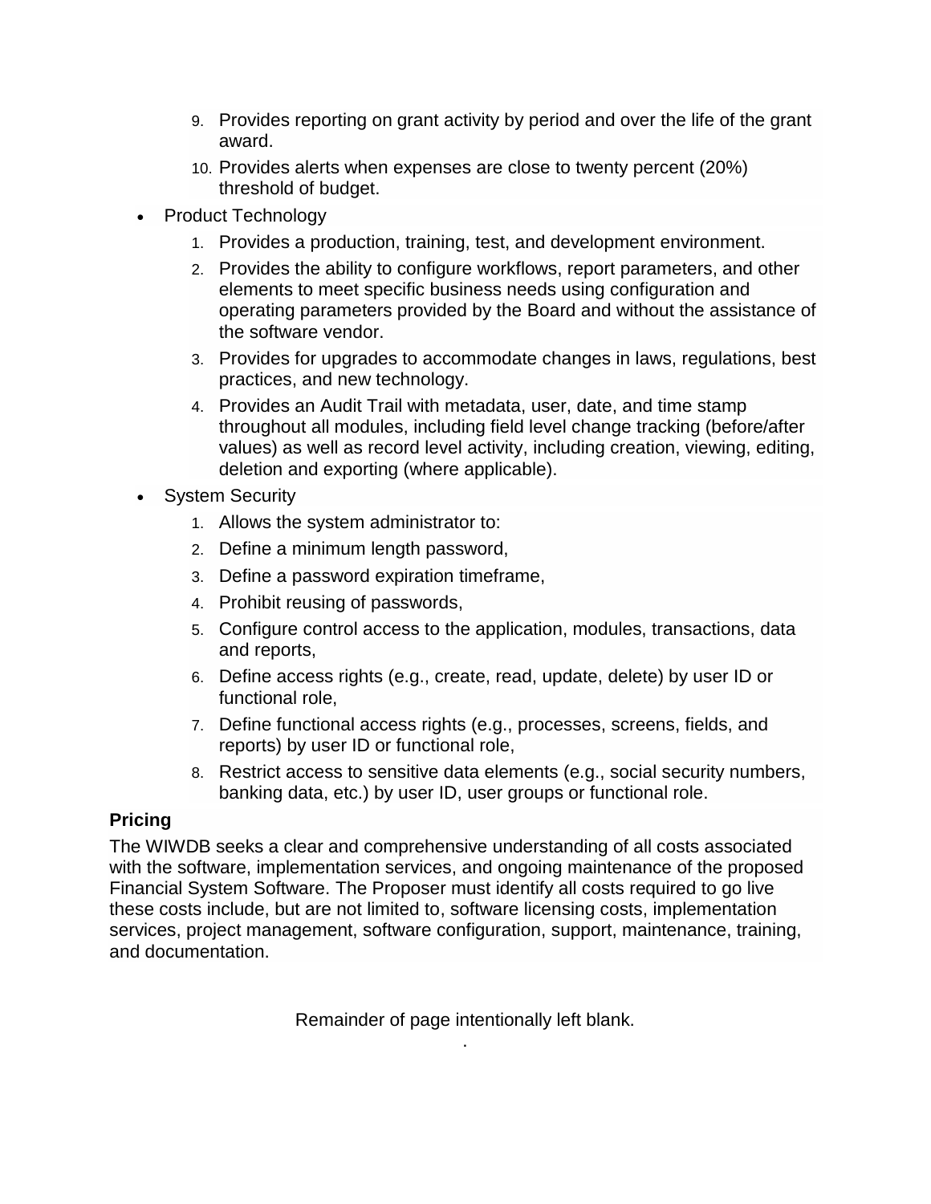9. Provides reporting on grant activity by period and over the life of the grant award.
10. Provides alerts when expenses are close to twenty percent (20%) threshold of budget.

- Product Technology
  1. Provides a production, training, test, and development environment.
  2. Provides the ability to configure workflows, report parameters, and other elements to meet specific business needs using configuration and operating parameters provided by the Board and without the assistance of the software vendor.
  3. Provides for upgrades to accommodate changes in laws, regulations, best practices, and new technology.
  4. Provides an Audit Trail with metadata, user, date, and time stamp throughout all modules, including field level change tracking (before/after values) as well as record level activity, including creation, viewing, editing, deletion and exporting (where applicable).
- System Security
  1. Allows the system administrator to:
  2. Define a minimum length password,
  3. Define a password expiration timeframe,
  4. Prohibit reusing of passwords,
  5. Configure control access to the application, modules, transactions, data and reports,
  6. Define access rights (e.g., create, read, update, delete) by user ID or functional role,
  7. Define functional access rights (e.g., processes, screens, fields, and reports) by user ID or functional role,
  8. Restrict access to sensitive data elements (e.g., social security numbers, banking data, etc.) by user ID, user groups or functional role.

**Pricing**

The WIWDB seeks a clear and comprehensive understanding of all costs associated with the software, implementation services, and ongoing maintenance of the proposed Financial System Software. The Proposer must identify all costs required to go live these costs include, but are not limited to, software licensing costs, implementation services, project management, software configuration, support, maintenance, training, and documentation.

Remainder of page intentionally left blank.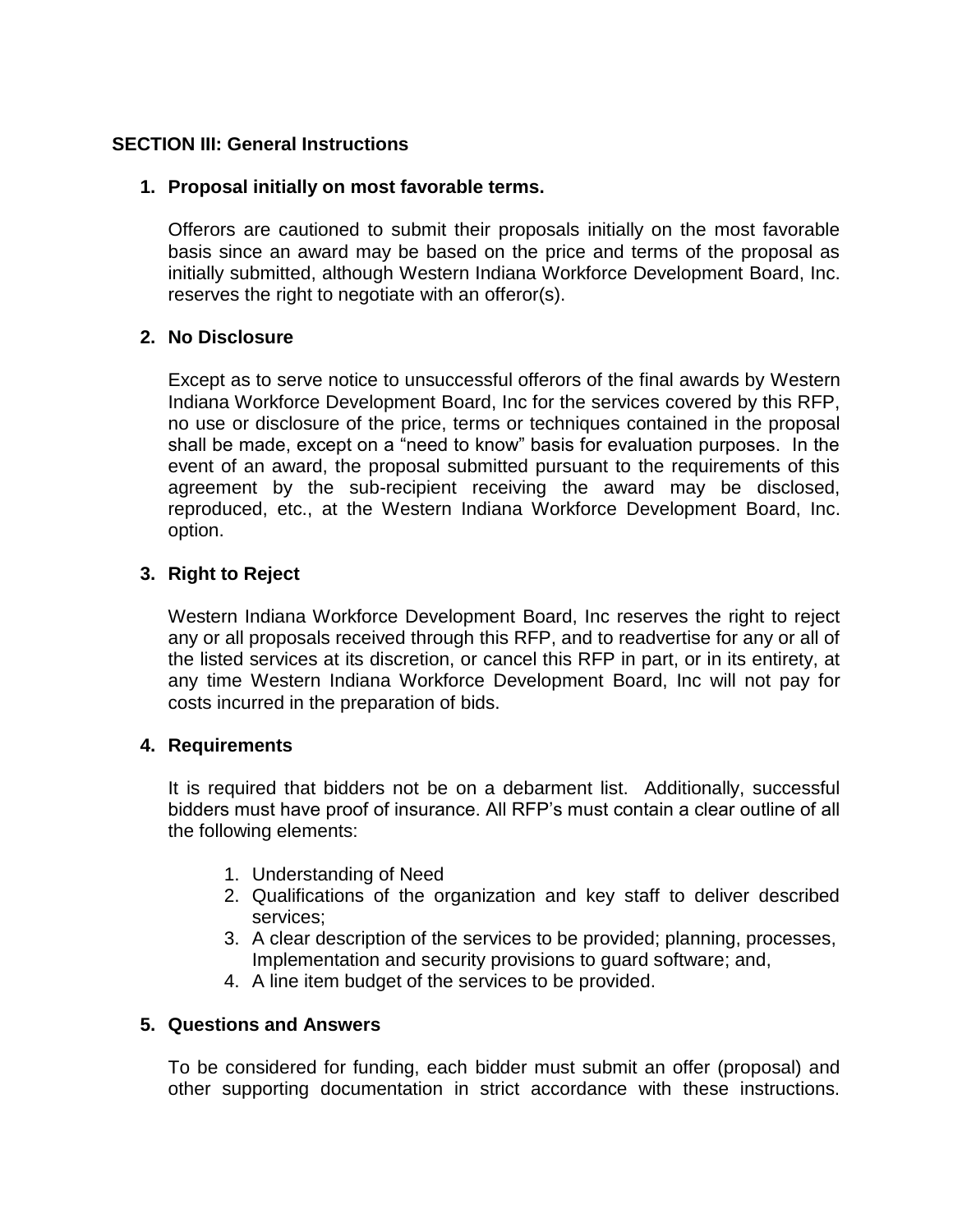## SECTION III: General Instructions

1. **Proposal initially on most favorable terms.**

   Offerors are cautioned to submit their proposals initially on the most favorable basis since an award may be based on the price and terms of the proposal as initially submitted, although Western Indiana Workforce Development Board, Inc. reserves the right to negotiate with an offeror(s).

2. **No Disclosure**

   Except as to serve notice to unsuccessful offerors of the final awards by Western Indiana Workforce Development Board, Inc for the services covered by this RFP, no use or disclosure of the price, terms or techniques contained in the proposal shall be made, except on a "need to know" basis for evaluation purposes. In the event of an award, the proposal submitted pursuant to the requirements of this agreement by the sub-recipient receiving the award may be disclosed, reproduced, etc., at the Western Indiana Workforce Development Board, Inc. option.

3. **Right to Reject**

   Western Indiana Workforce Development Board, Inc reserves the right to reject any or all proposals received through this RFP, and to readvertise for any or all of the listed services at its discretion, or cancel this RFP in part, or in its entirety, at any time Western Indiana Workforce Development Board, Inc will not pay for costs incurred in the preparation of bids.

4. **Requirements**

   It is required that bidders not be on a debarment list. Additionally, successful bidders must have proof of insurance. All RFP's must contain a clear outline of all the following elements:

   1. Understanding of Need
   2. Qualifications of the organization and key staff to deliver described services;
   3. A clear description of the services to be provided; planning, processes, Implementation and security provisions to guard software; and,
   4. A line item budget of the services to be provided.

5. **Questions and Answers**

   To be considered for funding, each bidder must submit an offer (proposal) and other supporting documentation in strict accordance with these instructions.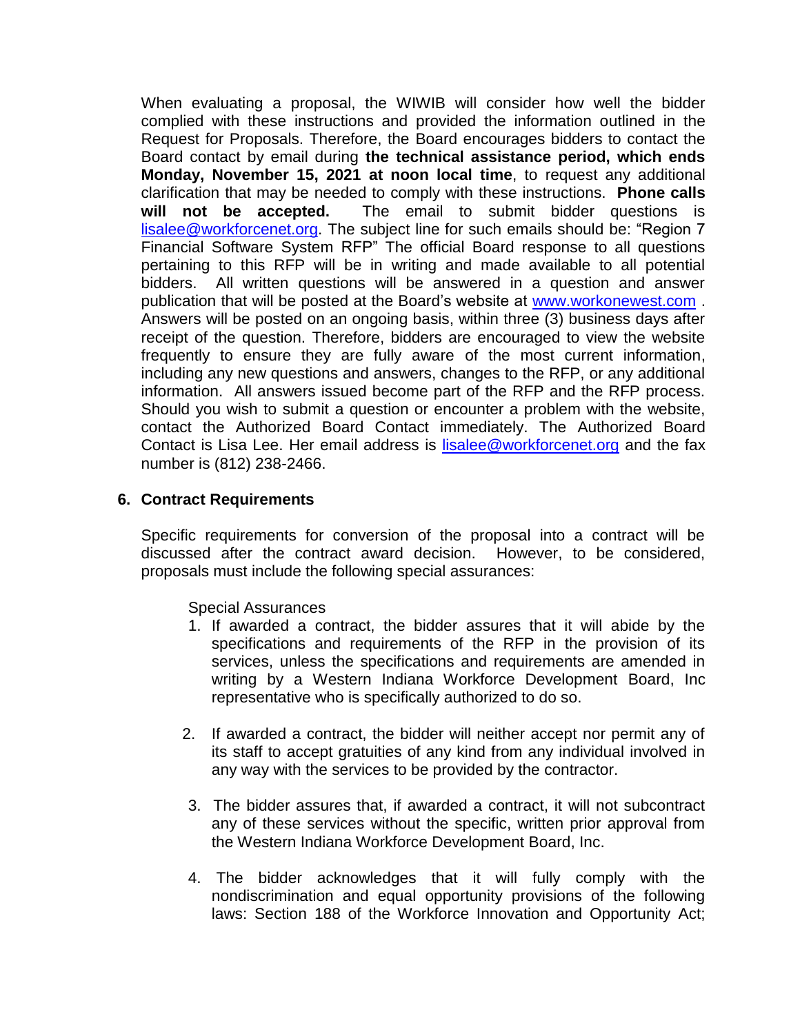When evaluating a proposal, the WIWIB will consider how well the bidder complied with these instructions and provided the information outlined in the Request for Proposals. Therefore, the Board encourages bidders to contact the Board contact by email during **the technical assistance period, which ends Monday, November 15, 2021 at noon local time**, to request any additional clarification that may be needed to comply with these instructions. **Phone calls will not be accepted.** The email to submit bidder questions is lisalee@workforcenet.org. The subject line for such emails should be: "Region 7 Financial Software System RFP" The official Board response to all questions pertaining to this RFP will be in writing and made available to all potential bidders. All written questions will be answered in a question and answer publication that will be posted at the Board's website at www.workonewest.com . Answers will be posted on an ongoing basis, within three (3) business days after receipt of the question. Therefore, bidders are encouraged to view the website frequently to ensure they are fully aware of the most current information, including any new questions and answers, changes to the RFP, or any additional information. All answers issued become part of the RFP and the RFP process. Should you wish to submit a question or encounter a problem with the website, contact the Authorized Board Contact immediately. The Authorized Board Contact is Lisa Lee. Her email address is lisalee@workforcenet.org and the fax number is (812) 238-2466.

## 6. Contract Requirements

Specific requirements for conversion of the proposal into a contract will be discussed after the contract award decision. However, to be considered, proposals must include the following special assurances:

Special Assurances

1. If awarded a contract, the bidder assures that it will abide by the specifications and requirements of the RFP in the provision of its services, unless the specifications and requirements are amended in writing by a Western Indiana Workforce Development Board, Inc representative who is specifically authorized to do so.

2. If awarded a contract, the bidder will neither accept nor permit any of its staff to accept gratuities of any kind from any individual involved in any way with the services to be provided by the contractor.

3. The bidder assures that, if awarded a contract, it will not subcontract any of these services without the specific, written prior approval from the Western Indiana Workforce Development Board, Inc.

4. The bidder acknowledges that it will fully comply with the nondiscrimination and equal opportunity provisions of the following laws: Section 188 of the Workforce Innovation and Opportunity Act;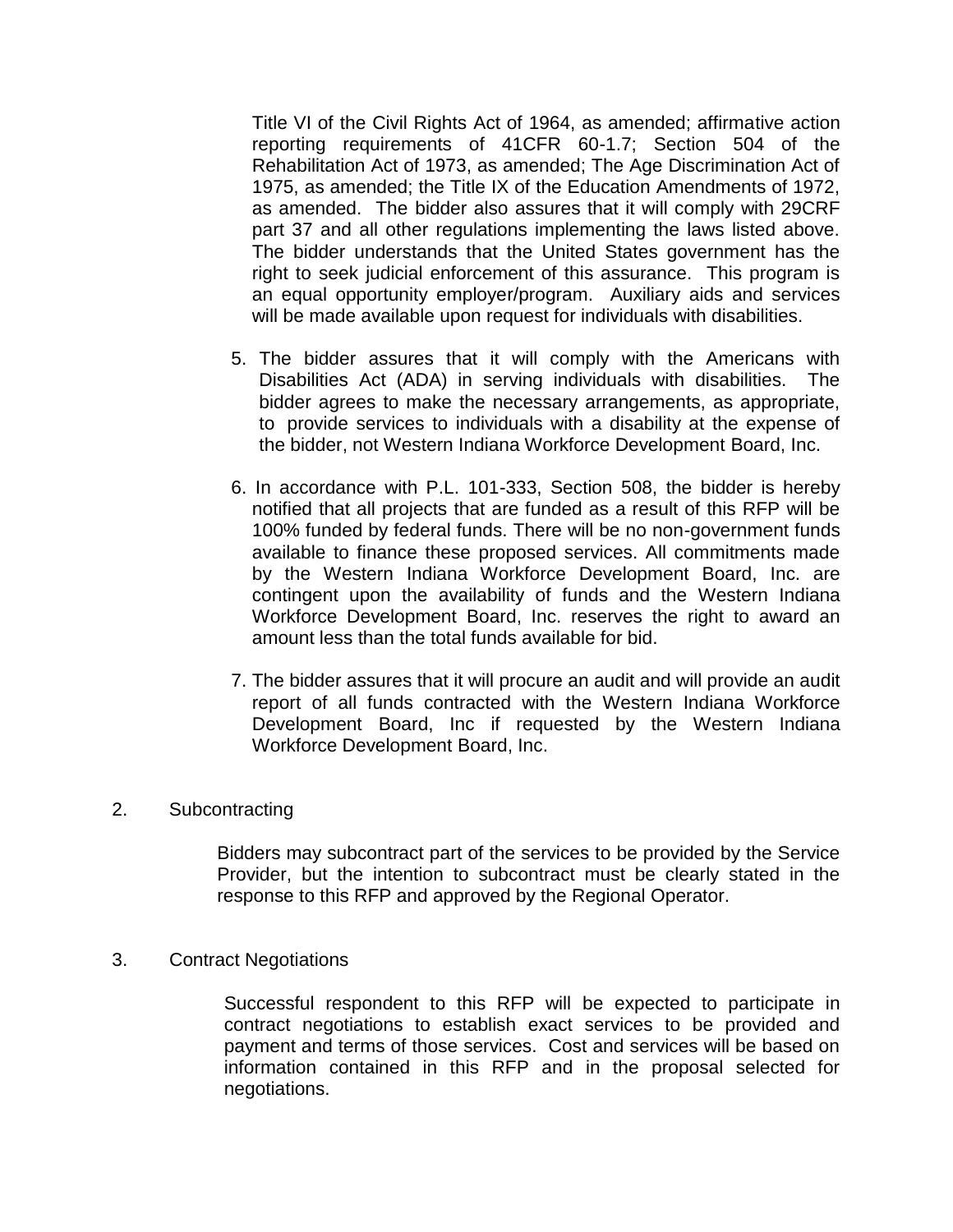Title VI of the Civil Rights Act of 1964, as amended; affirmative action reporting requirements of 41CFR 60-1.7; Section 504 of the Rehabilitation Act of 1973, as amended; The Age Discrimination Act of 1975, as amended; the Title IX of the Education Amendments of 1972, as amended. The bidder also assures that it will comply with 29CRF part 37 and all other regulations implementing the laws listed above. The bidder understands that the United States government has the right to seek judicial enforcement of this assurance. This program is an equal opportunity employer/program. Auxiliary aids and services will be made available upon request for individuals with disabilities.

5. The bidder assures that it will comply with the Americans with Disabilities Act (ADA) in serving individuals with disabilities. The bidder agrees to make the necessary arrangements, as appropriate, to provide services to individuals with a disability at the expense of the bidder, not Western Indiana Workforce Development Board, Inc.

6. In accordance with P.L. 101-333, Section 508, the bidder is hereby notified that all projects that are funded as a result of this RFP will be 100% funded by federal funds. There will be no non-government funds available to finance these proposed services. All commitments made by the Western Indiana Workforce Development Board, Inc. are contingent upon the availability of funds and the Western Indiana Workforce Development Board, Inc. reserves the right to award an amount less than the total funds available for bid.

7. The bidder assures that it will procure an audit and will provide an audit report of all funds contracted with the Western Indiana Workforce Development Board, Inc if requested by the Western Indiana Workforce Development Board, Inc.

2. Subcontracting

Bidders may subcontract part of the services to be provided by the Service Provider, but the intention to subcontract must be clearly stated in the response to this RFP and approved by the Regional Operator.

3. Contract Negotiations

Successful respondent to this RFP will be expected to participate in contract negotiations to establish exact services to be provided and payment and terms of those services. Cost and services will be based on information contained in this RFP and in the proposal selected for negotiations.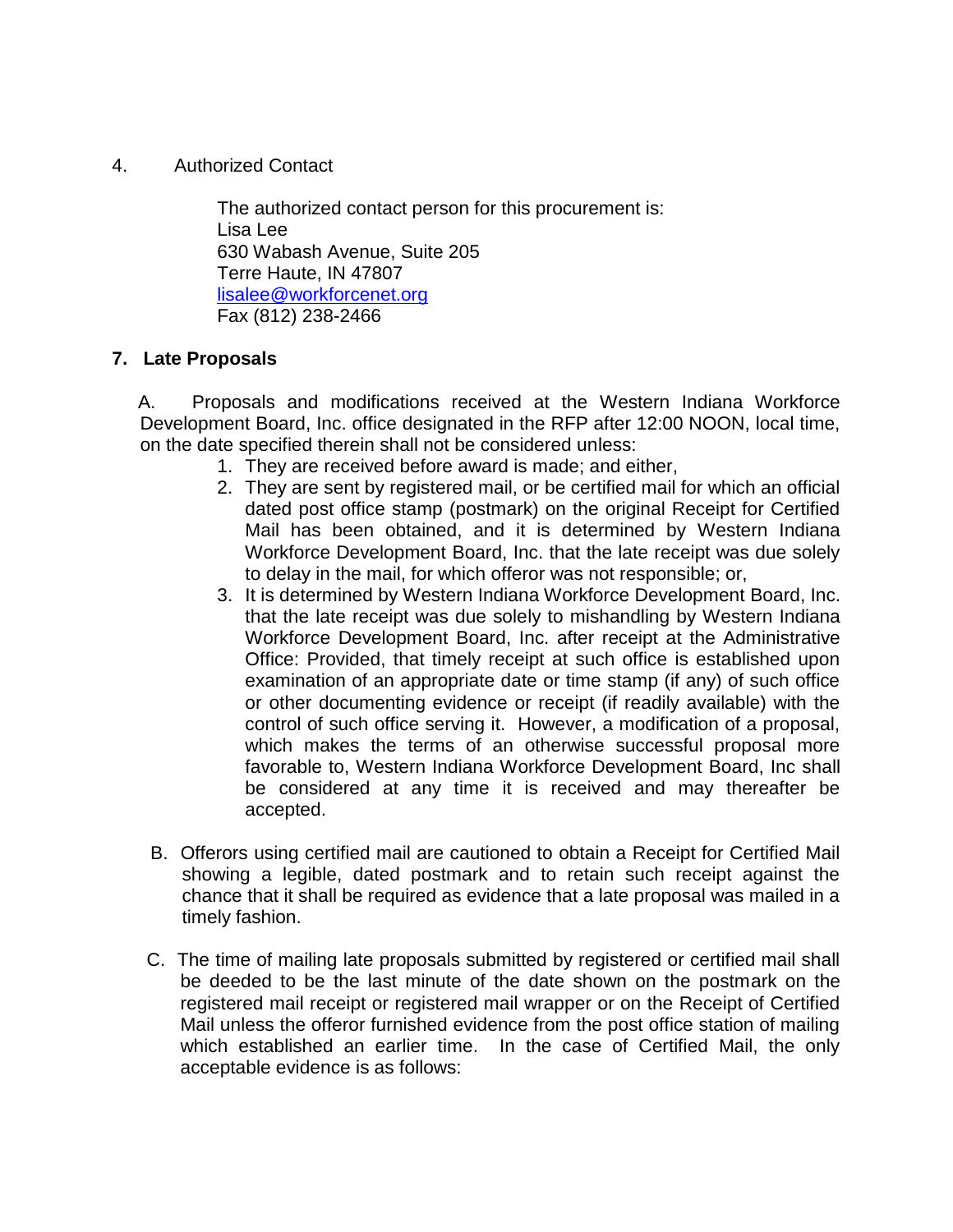4. Authorized Contact

The authorized contact person for this procurement is:
Lisa Lee
630 Wabash Avenue, Suite 205
Terre Haute, IN 47807
lisalee@workforcenet.org
Fax (812) 238-2466

**7. Late Proposals**

A. Proposals and modifications received at the Western Indiana Workforce Development Board, Inc. office designated in the RFP after 12:00 NOON, local time, on the date specified therein shall not be considered unless:

1. They are received before award is made; and either,
2. They are sent by registered mail, or be certified mail for which an official dated post office stamp (postmark) on the original Receipt for Certified Mail has been obtained, and it is determined by Western Indiana Workforce Development Board, Inc. that the late receipt was due solely to delay in the mail, for which offeror was not responsible; or,
3. It is determined by Western Indiana Workforce Development Board, Inc. that the late receipt was due solely to mishandling by Western Indiana Workforce Development Board, Inc. after receipt at the Administrative Office: Provided, that timely receipt at such office is established upon examination of an appropriate date or time stamp (if any) of such office or other documenting evidence or receipt (if readily available) with the control of such office serving it. However, a modification of a proposal, which makes the terms of an otherwise successful proposal more favorable to, Western Indiana Workforce Development Board, Inc shall be considered at any time it is received and may thereafter be accepted.

B. Offerors using certified mail are cautioned to obtain a Receipt for Certified Mail showing a legible, dated postmark and to retain such receipt against the chance that it shall be required as evidence that a late proposal was mailed in a timely fashion.

C. The time of mailing late proposals submitted by registered or certified mail shall be deeded to be the last minute of the date shown on the postmark on the registered mail receipt or registered mail wrapper or on the Receipt of Certified Mail unless the offeror furnished evidence from the post office station of mailing which established an earlier time. In the case of Certified Mail, the only acceptable evidence is as follows: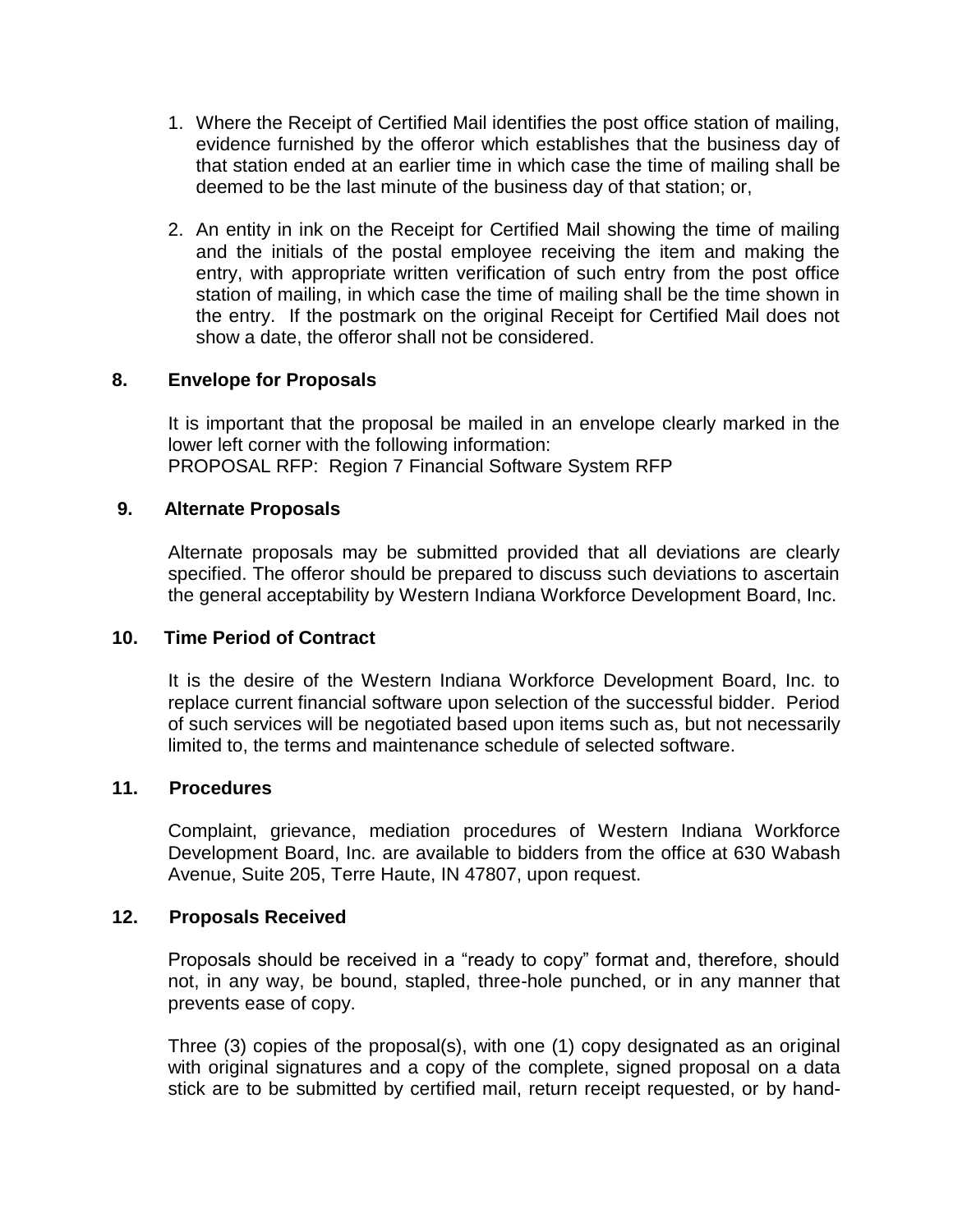1. Where the Receipt of Certified Mail identifies the post office station of mailing, evidence furnished by the offeror which establishes that the business day of that station ended at an earlier time in which case the time of mailing shall be deemed to be the last minute of the business day of that station; or,

2. An entity in ink on the Receipt for Certified Mail showing the time of mailing and the initials of the postal employee receiving the item and making the entry, with appropriate written verification of such entry from the post office station of mailing, in which case the time of mailing shall be the time shown in the entry. If the postmark on the original Receipt for Certified Mail does not show a date, the offeror shall not be considered.

**8. Envelope for Proposals**

It is important that the proposal be mailed in an envelope clearly marked in the lower left corner with the following information:
PROPOSAL RFP: Region 7 Financial Software System RFP

**9. Alternate Proposals**

Alternate proposals may be submitted provided that all deviations are clearly specified. The offeror should be prepared to discuss such deviations to ascertain the general acceptability by Western Indiana Workforce Development Board, Inc.

**10. Time Period of Contract**

It is the desire of the Western Indiana Workforce Development Board, Inc. to replace current financial software upon selection of the successful bidder. Period of such services will be negotiated based upon items such as, but not necessarily limited to, the terms and maintenance schedule of selected software.

**11. Procedures**

Complaint, grievance, mediation procedures of Western Indiana Workforce Development Board, Inc. are available to bidders from the office at 630 Wabash Avenue, Suite 205, Terre Haute, IN 47807, upon request.

**12. Proposals Received**

Proposals should be received in a “ready to copy” format and, therefore, should not, in any way, be bound, stapled, three-hole punched, or in any manner that prevents ease of copy.

Three (3) copies of the proposal(s), with one (1) copy designated as an original with original signatures and a copy of the complete, signed proposal on a data stick are to be submitted by certified mail, return receipt requested, or by hand-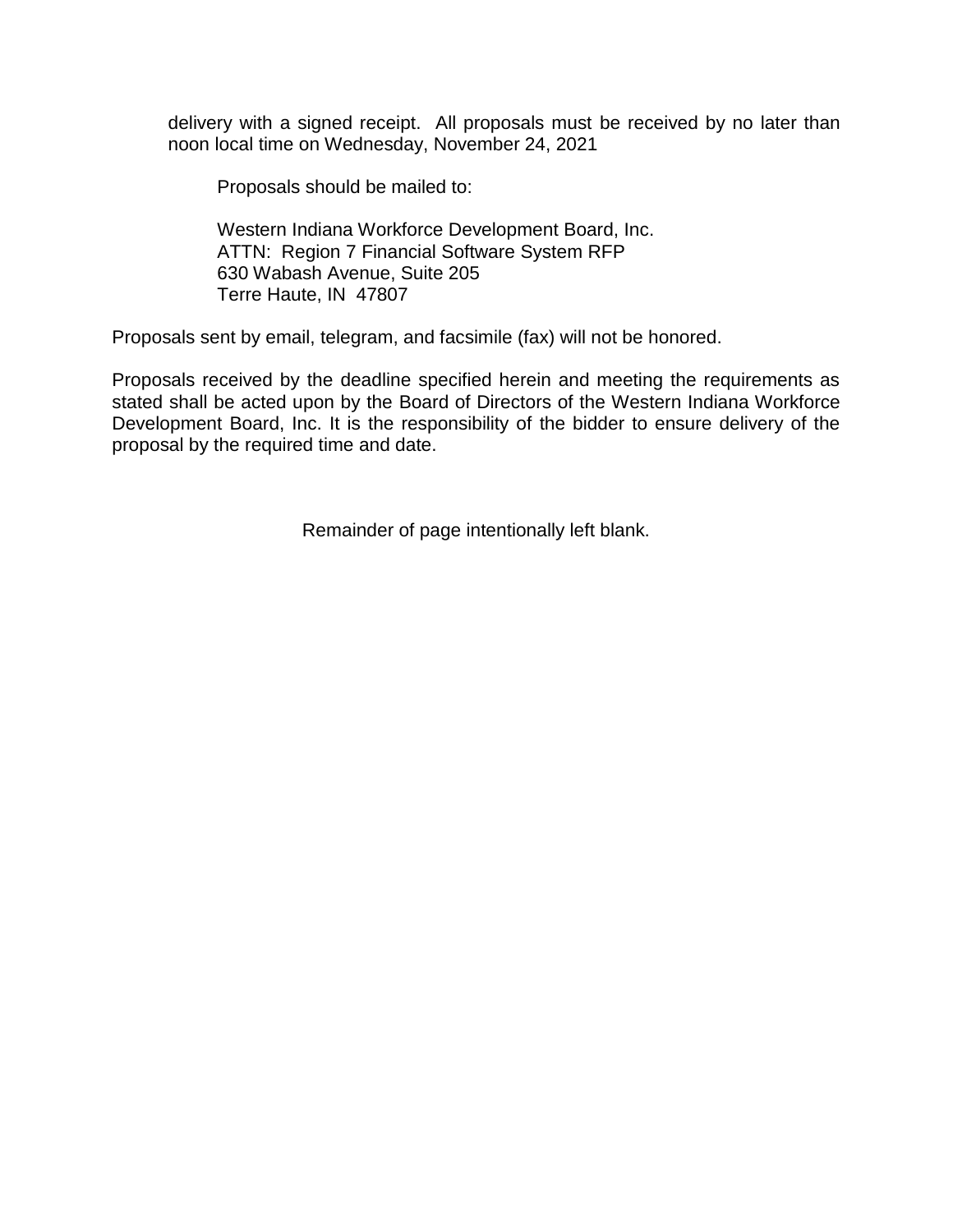delivery with a signed receipt. All proposals must be received by no later than noon local time on Wednesday, November 24, 2021

Proposals should be mailed to:

Western Indiana Workforce Development Board, Inc.
ATTN: Region 7 Financial Software System RFP
630 Wabash Avenue, Suite 205
Terre Haute, IN 47807

Proposals sent by email, telegram, and facsimile (fax) will not be honored.

Proposals received by the deadline specified herein and meeting the requirements as stated shall be acted upon by the Board of Directors of the Western Indiana Workforce Development Board, Inc. It is the responsibility of the bidder to ensure delivery of the proposal by the required time and date.

Remainder of page intentionally left blank.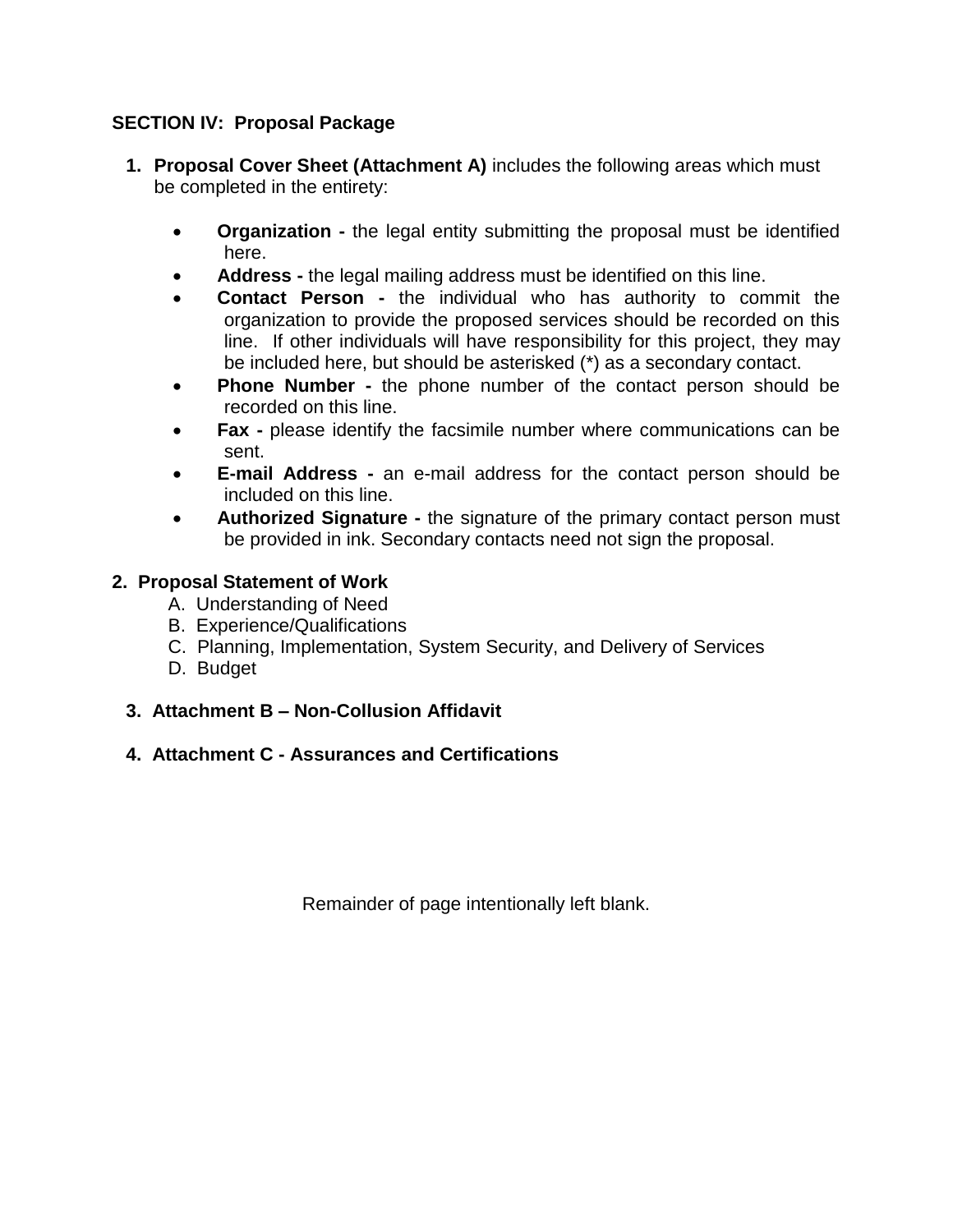## SECTION IV: Proposal Package

1. **Proposal Cover Sheet (Attachment A)** includes the following areas which must be completed in the entirety:

   - **Organization -** the legal entity submitting the proposal must be identified here.
   - **Address -** the legal mailing address must be identified on this line.
   - **Contact Person -** the individual who has authority to commit the organization to provide the proposed services should be recorded on this line. If other individuals will have responsibility for this project, they may be included here, but should be asterisked (*) as a secondary contact.
   - **Phone Number -** the phone number of the contact person should be recorded on this line.
   - **Fax -** please identify the facsimile number where communications can be sent.
   - **E-mail Address -** an e-mail address for the contact person should be included on this line.
   - **Authorized Signature -** the signature of the primary contact person must be provided in ink. Secondary contacts need not sign the proposal.

2. **Proposal Statement of Work**
   - A. Understanding of Need
   - B. Experience/Qualifications
   - C. Planning, Implementation, System Security, and Delivery of Services
   - D. Budget

3. **Attachment B – Non-Collusion Affidavit**

4. **Attachment C - Assurances and Certifications**

Remainder of page intentionally left blank.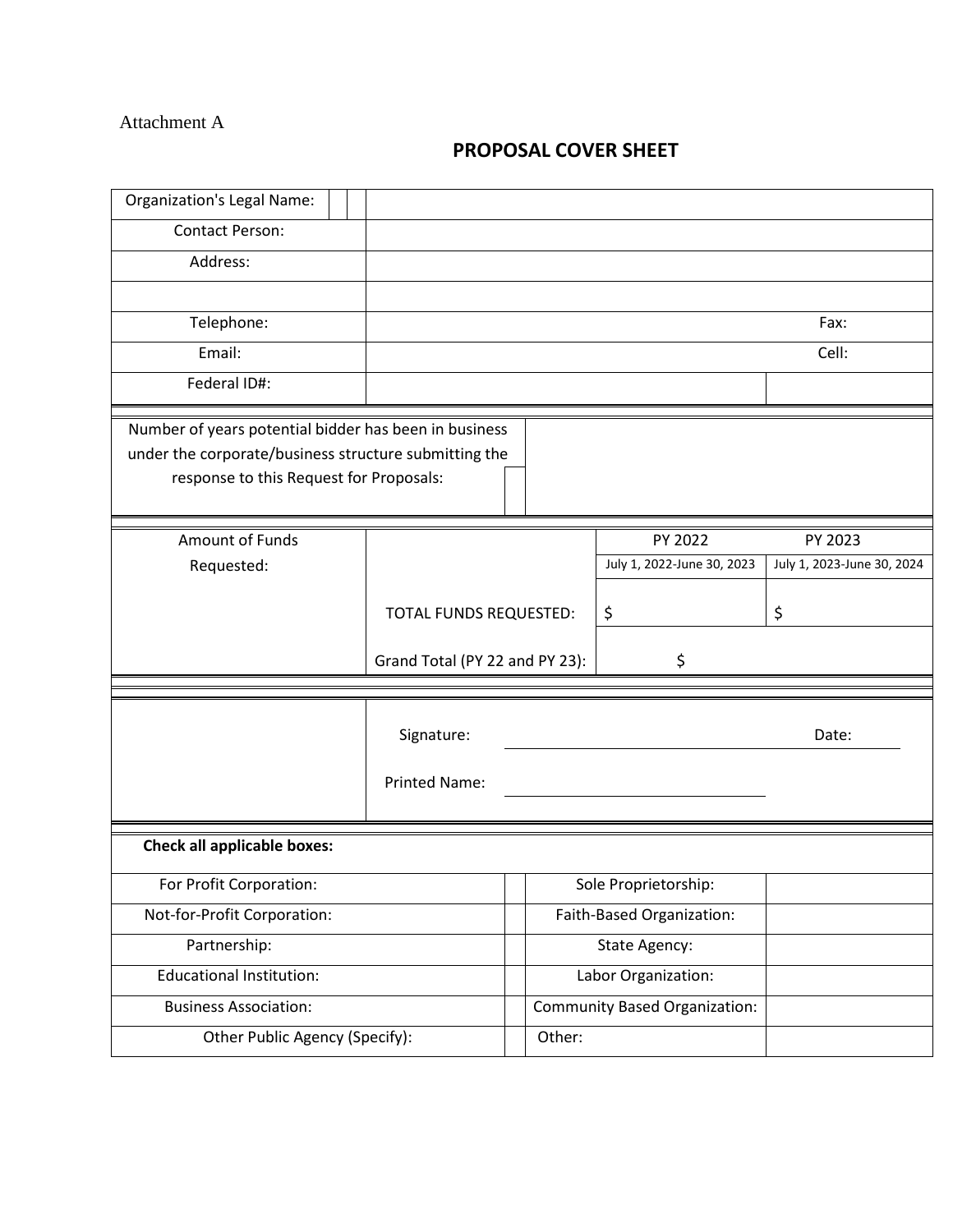Attachment A

# PROPOSAL COVER SHEET

| | | |
|---|---|---|
| Organization's Legal Name: | | |
| Contact Person: | | |
| Address: | | |
| | | |
| Telephone: | | Fax: |
| Email: | | Cell: |
| Federal ID#: | | |

| | |
|---|---|
| Number of years potential bidder has been in business under the corporate/business structure submitting the response to this Request for Proposals: | |

| | | | |
|---|---|---|---|
| Amount of Funds Requested: | | PY 2022 | PY 2023 |
| | | July 1, 2022-June 30, 2023 | July 1, 2023-June 30, 2024 |
| | TOTAL FUNDS REQUESTED: | $ | $ |
| | Grand Total (PY 22 and PY 23): | $ | |

| | | | |
|---|---|---|---|
| | Signature: | | Date: |
| | Printed Name: | | |

**Check all applicable boxes:**

| | | | |
|---|---|---|---|
| For Profit Corporation: | | Sole Proprietorship: | |
| Not-for-Profit Corporation: | | Faith-Based Organization: | |
| Partnership: | | State Agency: | |
| Educational Institution: | | Labor Organization: | |
| Business Association: | | Community Based Organization: | |
| Other Public Agency (Specify): | | Other: | |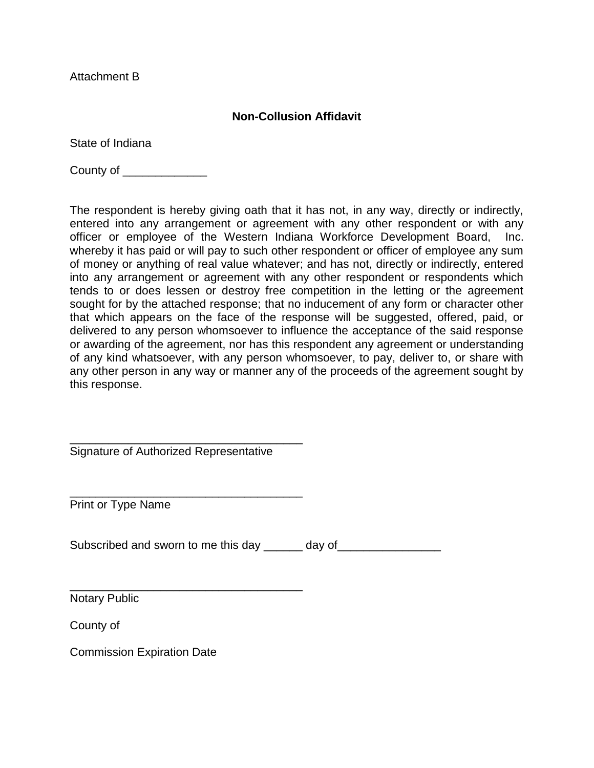Attachment B

**Non-Collusion Affidavit**

State of Indiana

County of _____________

The respondent is hereby giving oath that it has not, in any way, directly or indirectly, entered into any arrangement or agreement with any other respondent or with any officer or employee of the Western Indiana Workforce Development Board, Inc. whereby it has paid or will pay to such other respondent or officer of employee any sum of money or anything of real value whatever; and has not, directly or indirectly, entered into any arrangement or agreement with any other respondent or respondents which tends to or does lessen or destroy free competition in the letting or the agreement sought for by the attached response; that no inducement of any form or character other that which appears on the face of the response will be suggested, offered, paid, or delivered to any person whomsoever to influence the acceptance of the said response or awarding of the agreement, nor has this respondent any agreement or understanding of any kind whatsoever, with any person whomsoever, to pay, deliver to, or share with any other person in any way or manner any of the proceeds of the agreement sought by this response.

_____________________________________
Signature of Authorized Representative

_____________________________________
Print or Type Name

Subscribed and sworn to me this day ______ day of________________

_____________________________________
Notary Public

County of

Commission Expiration Date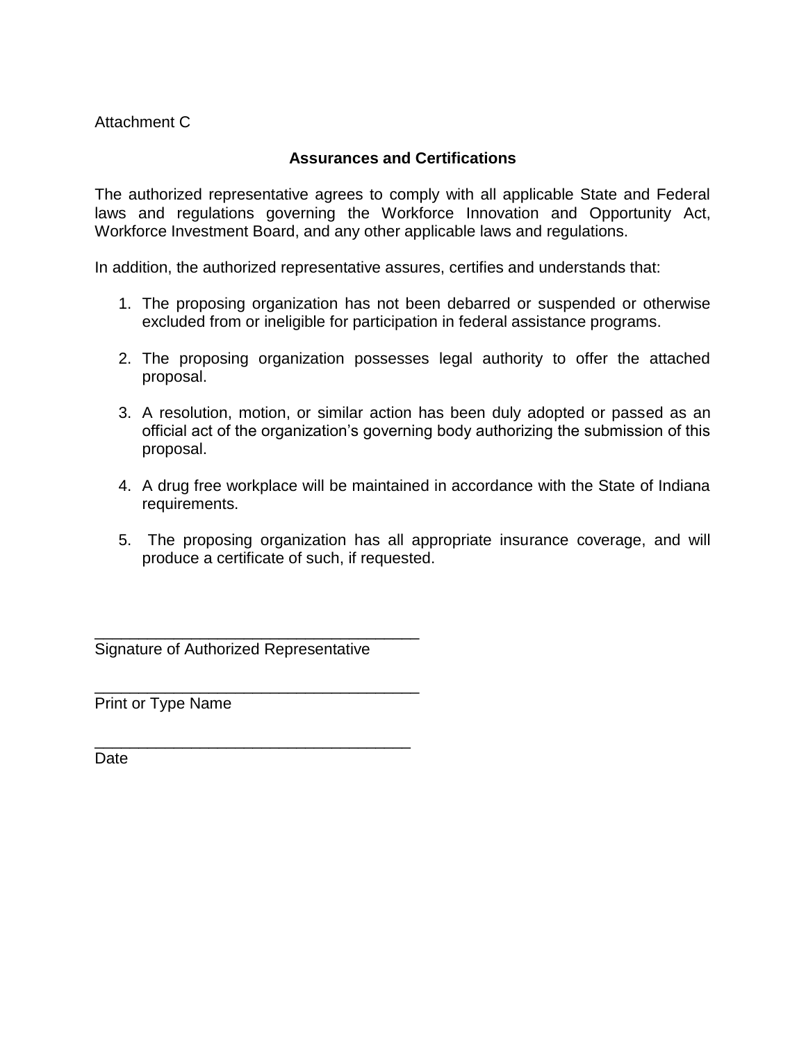Attachment C

## Assurances and Certifications

The authorized representative agrees to comply with all applicable State and Federal laws and regulations governing the Workforce Innovation and Opportunity Act, Workforce Investment Board, and any other applicable laws and regulations.

In addition, the authorized representative assures, certifies and understands that:

1. The proposing organization has not been debarred or suspended or otherwise excluded from or ineligible for participation in federal assistance programs.

2. The proposing organization possesses legal authority to offer the attached proposal.

3. A resolution, motion, or similar action has been duly adopted or passed as an official act of the organization's governing body authorizing the submission of this proposal.

4. A drug free workplace will be maintained in accordance with the State of Indiana requirements.

5. The proposing organization has all appropriate insurance coverage, and will produce a certificate of such, if requested.

\_\_\_\_\_\_\_\_\_\_\_\_\_\_\_\_\_\_\_\_\_\_\_\_\_\_\_\_\_\_\_\_\_\_\_\_\_\_
Signature of Authorized Representative

\_\_\_\_\_\_\_\_\_\_\_\_\_\_\_\_\_\_\_\_\_\_\_\_\_\_\_\_\_\_\_\_\_\_\_\_\_\_
Print or Type Name

\_\_\_\_\_\_\_\_\_\_\_\_\_\_\_\_\_\_\_\_\_\_\_\_\_\_\_\_\_\_\_\_\_\_\_\_\_
Date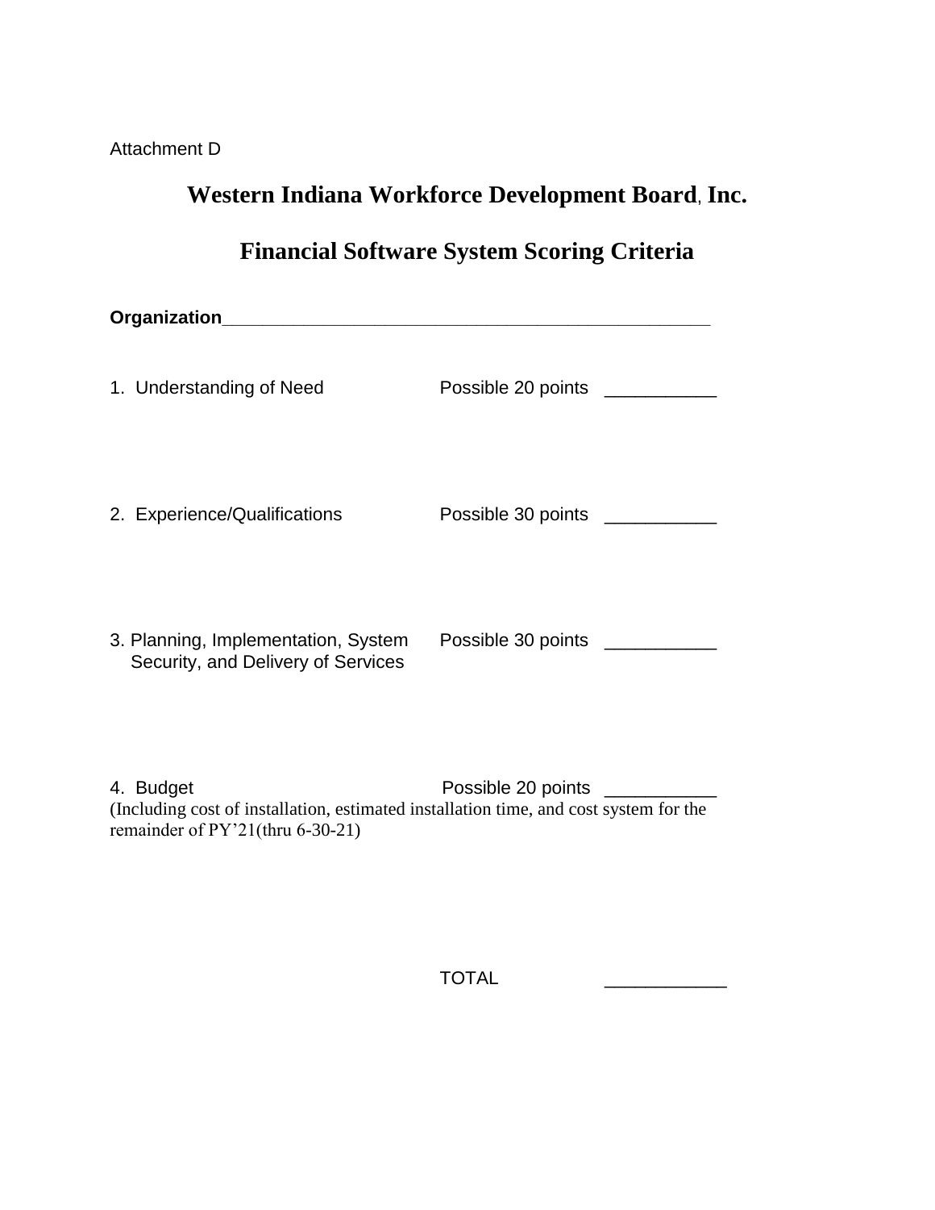Attachment D

# Western Indiana Workforce Development Board, Inc.

## Financial Software System Scoring Criteria

**Organization**___________________________________________________

1. Understanding of Need Possible 20 points ___________

2. Experience/Qualifications Possible 30 points ___________

3. Planning, Implementation, System Security, and Delivery of Services Possible 30 points ___________

4. Budget Possible 20 points ___________
(Including cost of installation, estimated installation time, and cost system for the remainder of PY'21(thru 6-30-21)

TOTAL ____________